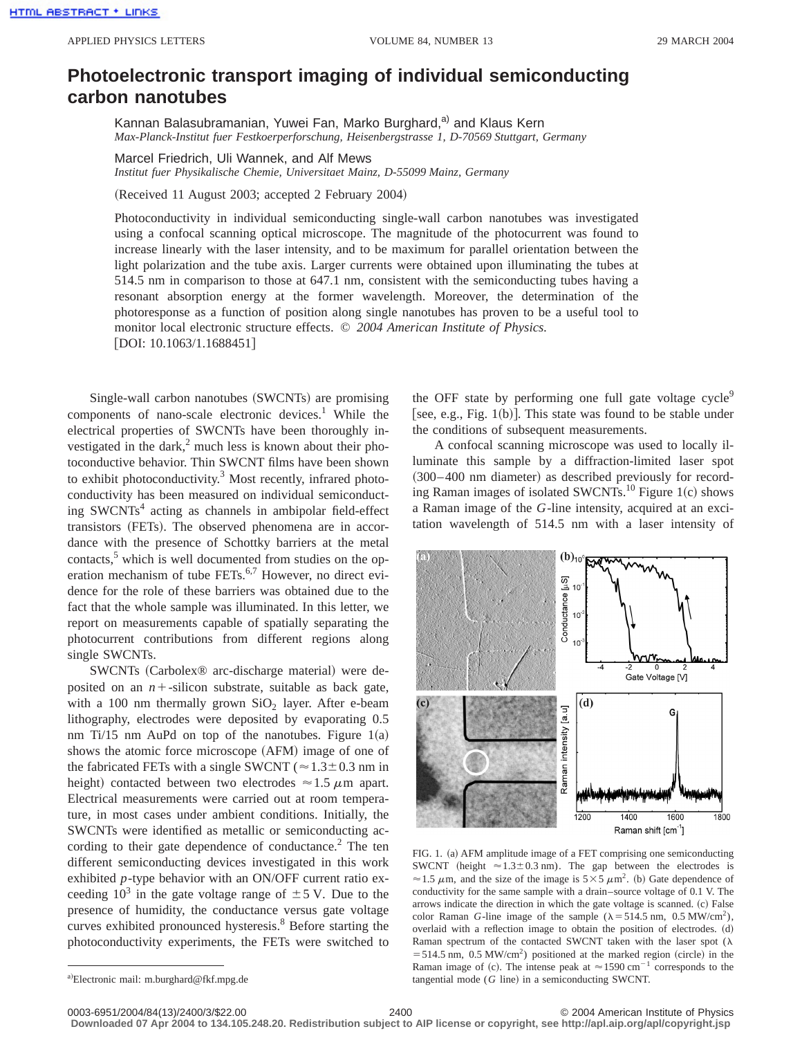# Photoelectronic transport imaging of individual semiconducting carbon nanotubes

Kannan Balasubramanian, Yuwei Fan, Marko Burghard,[a] and Klaus Kern
*Max-Planck-Institut fuer Festkoerperforschung, Heisenbergstrasse 1, D-70569 Stuttgart, Germany*

Marcel Friedrich, Uli Wannek, and Alf Mews
*Institut fuer Physikalische Chemie, Universitaet Mainz, D-55099 Mainz, Germany*

(Received 11 August 2003; accepted 2 February 2004)

Photoconductivity in individual semiconducting single-wall carbon nanotubes was investigated using a confocal scanning optical microscope. The magnitude of the photocurrent was found to increase linearly with the laser intensity, and to be maximum for parallel orientation between the light polarization and the tube axis. Larger currents were obtained upon illuminating the tubes at 514.5 nm in comparison to those at 647.1 nm, consistent with the semiconducting tubes having a resonant absorption energy at the former wavelength. Moreover, the determination of the photoresponse as a function of position along single nanotubes has proven to be a useful tool to monitor local electronic structure effects. © *2004 American Institute of Physics.* [DOI: 10.1063/1.1688451]

Single-wall carbon nanotubes (SWCNTs) are promising components of nano-scale electronic devices.[1] While the electrical properties of SWCNTs have been thoroughly investigated in the dark,[2] much less is known about their photoconductive behavior. Thin SWCNT films have been shown to exhibit photoconductivity.[3] Most recently, infrared photoconductivity has been measured on individual semiconducting SWCNTs[4] acting as channels in ambipolar field-effect transistors (FETs). The observed phenomena are in accordance with the presence of Schottky barriers at the metal contacts,[5] which is well documented from studies on the operation mechanism of tube FETs.[6,7] However, no direct evidence for the role of these barriers was obtained due to the fact that the whole sample was illuminated. In this letter, we report on measurements capable of spatially separating the photocurrent contributions from different regions along single SWCNTs.

SWCNTs (Carbolex® arc-discharge material) were deposited on an $n+$-silicon substrate, suitable as back gate, with a 100 nm thermally grown $SiO_2$ layer. After e-beam lithography, electrodes were deposited by evaporating 0.5 nm Ti/15 nm AuPd on top of the nanotubes. Figure 1(a) shows the atomic force microscope (AFM) image of one of the fabricated FETs with a single SWCNT ($\approx 1.3 \pm 0.3$ nm in height) contacted between two electrodes $\approx 1.5$ $\mu$m apart. Electrical measurements were carried out at room temperature, in most cases under ambient conditions. Initially, the SWCNTs were identified as metallic or semiconducting according to their gate dependence of conductance.[2] The ten different semiconducting devices investigated in this work exhibited $p$-type behavior with an ON/OFF current ratio exceeding $10^3$ in the gate voltage range of $\pm 5$ V. Due to the presence of humidity, the conductance versus gate voltage curves exhibited pronounced hysteresis.[8] Before starting the photoconductivity experiments, the FETs were switched to the OFF state by performing one full gate voltage cycle[9] [see, e.g., Fig. 1(b)]. This state was found to be stable under the conditions of subsequent measurements.

A confocal scanning microscope was used to locally illuminate this sample by a diffraction-limited laser spot (300–400 nm diameter) as described previously for recording Raman images of isolated SWCNTs.[10] Figure 1(c) shows a Raman image of the $G$-line intensity, acquired at an excitation wavelength of 514.5 nm with a laser intensity of

(a) (b) (c) (d)

Conductance [μS]
10⁰
10⁻¹
10⁻²
10⁻³
-4 -2 0 2 4
Gate Voltage [V]

Raman intensity [a.u]
G
1200 1400 1600 1800
Raman shift [cm⁻¹]

FIG. 1. (a) AFM amplitude image of a FET comprising one semiconducting SWCNT (height $\approx 1.3 \pm 0.3$ nm). The gap between the electrodes is $\approx 1.5$ $\mu$m, and the size of the image is $5 \times 5$ $\mu m^2$. (b) Gate dependence of conductivity for the same sample with a drain–source voltage of 0.1 V. The arrows indicate the direction in which the gate voltage is scanned. (c) False color Raman $G$-line image of the sample ($\lambda = 514.5$ nm, 0.5 MW/cm$^2$), overlaid with a reflection image to obtain the position of electrodes. (d) Raman spectrum of the contacted SWCNT taken with the laser spot ($\lambda = 514.5$ nm, 0.5 MW/cm$^2$) positioned at the marked region (circle) in the Raman image of (c). The intense peak at $\approx 1590$ cm$^{-1}$ corresponds to the tangential mode ($G$ line) in a semiconducting SWCNT.

[a] Electronic mail: m.burghard@fkf.mpg.de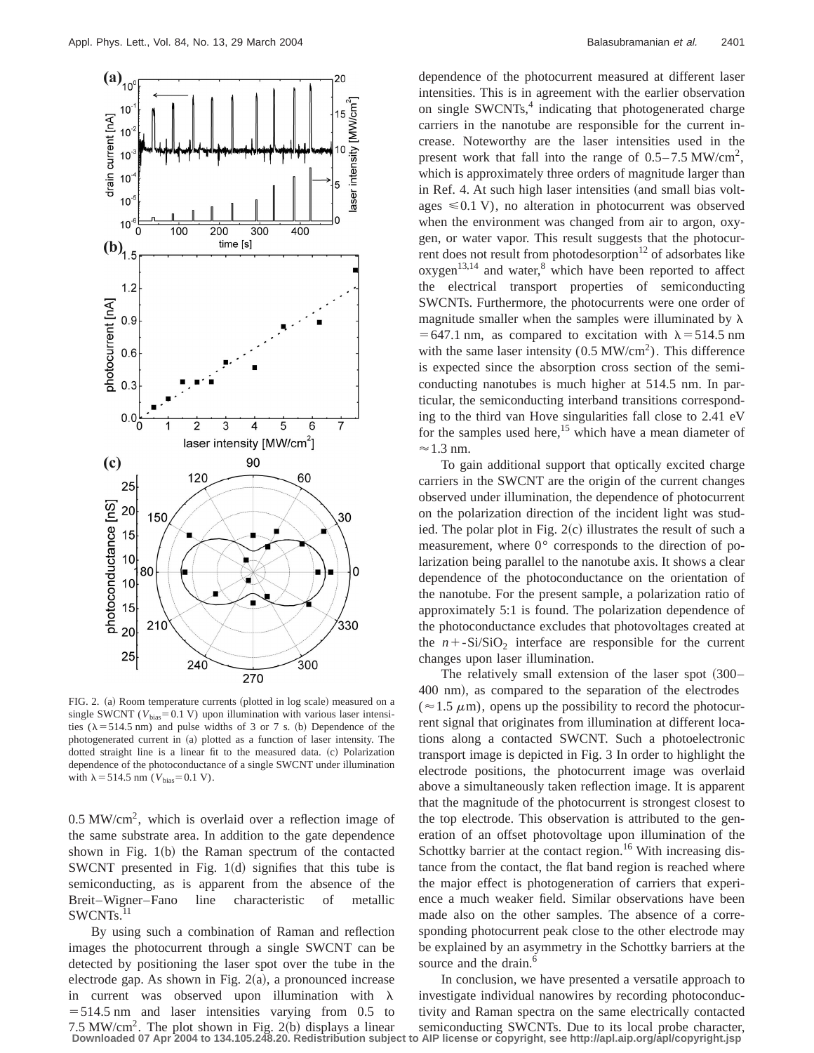(a)

drain current [nA]

laser intensity [MW/cm$^2$]

time [s]

$10^0$
$10^{-1}$
$10^{-2}$
$10^{-3}$
$10^{-4}$
$10^{-5}$
$10^{-6}$

20
15
10
5
0

0 100 200 300 400

(b)

photocurrent [nA]

laser intensity [MW/cm$^2$]

0.0 0.3 0.6 0.9 1.2 1.5

0 1 2 3 4 5 6 7

(c)

photoconductance [nS]

90 60 30 0 330 300 270 240 210 180 150 120

25 20 15 10 5 10 15 20 25

FIG. 2. (a) Room temperature currents (plotted in log scale) measured on a single SWCNT ($V_{\text{bias}}=0.1$ V) upon illumination with various laser intensities ($\lambda=514.5$ nm) and pulse widths of 3 or 7 s. (b) Dependence of the photogenerated current in (a) plotted as a function of laser intensity. The dotted straight line is a linear fit to the measured data. (c) Polarization dependence of the photoconductance of a single SWCNT under illumination with $\lambda=514.5$ nm ($V_{\text{bias}}=0.1$ V).

0.5 MW/cm$^2$, which is overlaid over a reflection image of the same substrate area. In addition to the gate dependence shown in Fig. 1(b) the Raman spectrum of the contacted SWCNT presented in Fig. 1(d) signifies that this tube is semiconducting, as is apparent from the absence of the Breit–Wigner–Fano line characteristic of metallic SWCNTs.[11]

By using such a combination of Raman and reflection images the photocurrent through a single SWCNT can be detected by positioning the laser spot over the tube in the electrode gap. As shown in Fig. 2(a), a pronounced increase in current was observed upon illumination with $\lambda=514.5$ nm and laser intensities varying from 0.5 to 7.5 MW/cm$^2$. The plot shown in Fig. 2(b) displays a linear dependence of the photocurrent measured at different laser intensities. This is in agreement with the earlier observation on single SWCNTs,[4] indicating that photogenerated charge carriers in the nanotube are responsible for the current increase. Noteworthy are the laser intensities used in the present work that fall into the range of 0.5–7.5 MW/cm$^2$, which is approximately three orders of magnitude larger than in Ref. 4. At such high laser intensities (and small bias voltages $\leqslant 0.1$ V), no alteration in photocurrent was observed when the environment was changed from air to argon, oxygen, or water vapor. This result suggests that the photocurrent does not result from photodesorption[12] of adsorbates like oxygen[13,14] and water,[8] which have been reported to affect the electrical transport properties of semiconducting SWCNTs. Furthermore, the photocurrents were one order of magnitude smaller when the samples were illuminated by $\lambda=647.1$ nm, as compared to excitation with $\lambda=514.5$ nm with the same laser intensity (0.5 MW/cm$^2$). This difference is expected since the absorption cross section of the semiconducting nanotubes is much higher at 514.5 nm. In particular, the semiconducting interband transitions corresponding to the third van Hove singularities fall close to 2.41 eV for the samples used here,[15] which have a mean diameter of $\approx 1.3$ nm.

To gain additional support that optically excited charge carriers in the SWCNT are the origin of the current changes observed under illumination, the dependence of photocurrent on the polarization direction of the incident light was studied. The polar plot in Fig. 2(c) illustrates the result of such a measurement, where 0° corresponds to the direction of polarization being parallel to the nanotube axis. It shows a clear dependence of the photoconductance on the orientation of the nanotube. For the present sample, a polarization ratio of approximately 5:1 is found. The polarization dependence of the photoconductance excludes that photovoltages created at the $n+$-Si/SiO$_2$ interface are responsible for the current changes upon laser illumination.

The relatively small extension of the laser spot (300–400 nm), as compared to the separation of the electrodes ($\approx 1.5$ $\mu$m), opens up the possibility to record the photocurrent signal that originates from illumination at different locations along a contacted SWCNT. Such a photoelectronic transport image is depicted in Fig. 3 In order to highlight the electrode positions, the photocurrent image was overlaid above a simultaneously taken reflection image. It is apparent that the magnitude of the photocurrent is strongest closest to the top electrode. This observation is attributed to the generation of an offset photovoltage upon illumination of the Schottky barrier at the contact region.[16] With increasing distance from the contact, the flat band region is reached where the major effect is photogeneration of carriers that experience a much weaker field. Similar observations have been made also on the other samples. The absence of a corresponding photocurrent peak close to the other electrode may be explained by an asymmetry in the Schottky barriers at the source and the drain.[6]

In conclusion, we have presented a versatile approach to investigate individual nanowires by recording photoconductivity and Raman spectra on the same electrically contacted semiconducting SWCNTs. Due to its local probe character,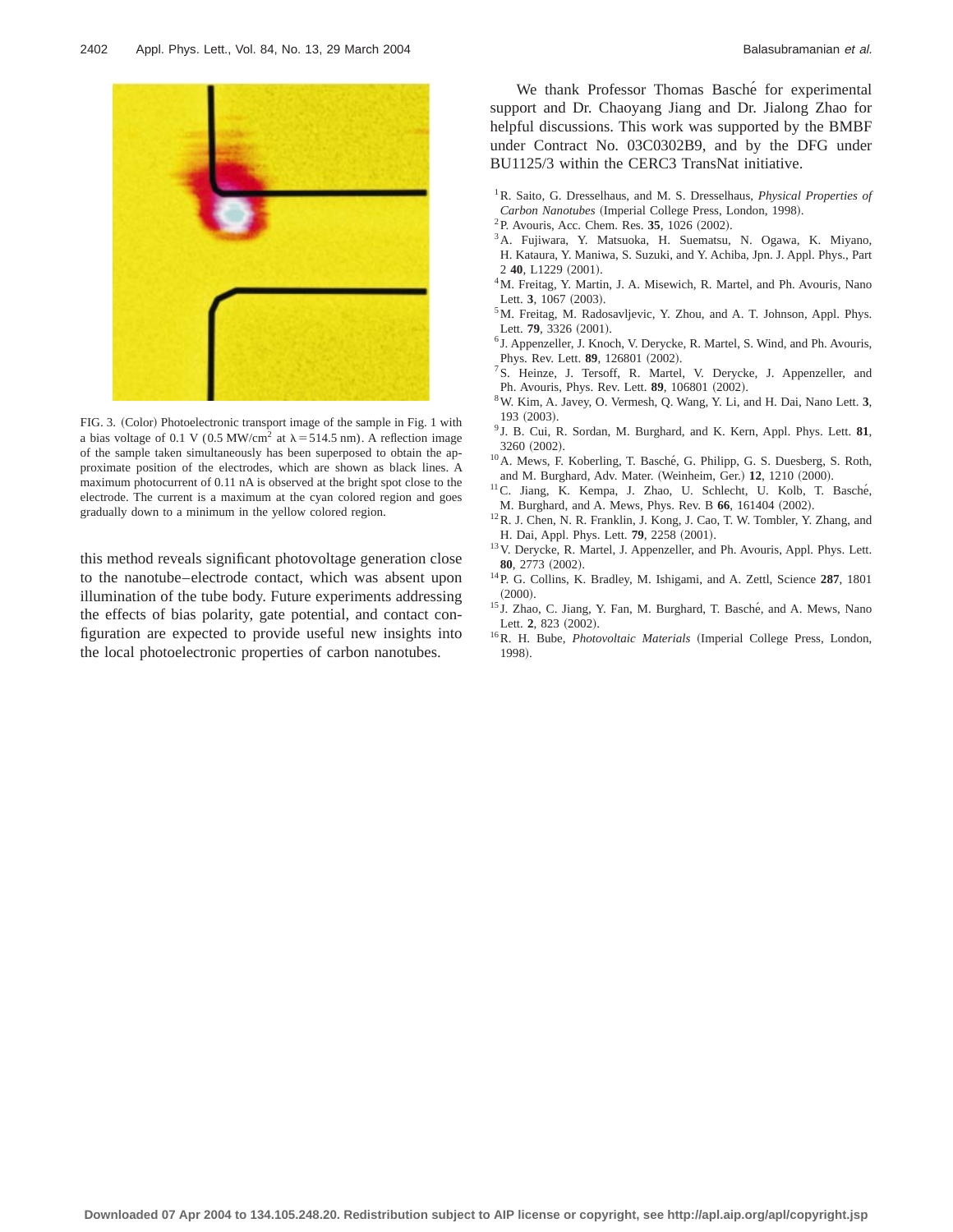FIG. 3. (Color) Photoelectronic transport image of the sample in Fig. 1 with a bias voltage of 0.1 V ($0.5\ \mathrm{MW/cm^2}$ at $\lambda = 514.5$ nm). A reflection image of the sample taken simultaneously has been superposed to obtain the approximate position of the electrodes, which are shown as black lines. A maximum photocurrent of 0.11 nA is observed at the bright spot close to the electrode. The current is a maximum at the cyan colored region and goes gradually down to a minimum in the yellow colored region.

this method reveals significant photovoltage generation close to the nanotube–electrode contact, which was absent upon illumination of the tube body. Future experiments addressing the effects of bias polarity, gate potential, and contact configuration are expected to provide useful new insights into the local photoelectronic properties of carbon nanotubes.

We thank Professor Thomas Basché for experimental support and Dr. Chaoyang Jiang and Dr. Jialong Zhao for helpful discussions. This work was supported by the BMBF under Contract No. 03C0302B9, and by the DFG under BU1125/3 within the CERC3 TransNat initiative.

[1] R. Saito, G. Dresselhaus, and M. S. Dresselhaus, *Physical Properties of Carbon Nanotubes* (Imperial College Press, London, 1998).
[2] P. Avouris, Acc. Chem. Res. **35**, 1026 (2002).
[3] A. Fujiwara, Y. Matsuoka, H. Suematsu, N. Ogawa, K. Miyano, H. Kataura, Y. Maniwa, S. Suzuki, and Y. Achiba, Jpn. J. Appl. Phys., Part 2 **40**, L1229 (2001).
[4] M. Freitag, Y. Martin, J. A. Misewich, R. Martel, and Ph. Avouris, Nano Lett. **3**, 1067 (2003).
[5] M. Freitag, M. Radosavljevic, Y. Zhou, and A. T. Johnson, Appl. Phys. Lett. **79**, 3326 (2001).
[6] J. Appenzeller, J. Knoch, V. Derycke, R. Martel, S. Wind, and Ph. Avouris, Phys. Rev. Lett. **89**, 126801 (2002).
[7] S. Heinze, J. Tersoff, R. Martel, V. Derycke, J. Appenzeller, and Ph. Avouris, Phys. Rev. Lett. **89**, 106801 (2002).
[8] W. Kim, A. Javey, O. Vermesh, Q. Wang, Y. Li, and H. Dai, Nano Lett. **3**, 193 (2003).
[9] J. B. Cui, R. Sordan, M. Burghard, and K. Kern, Appl. Phys. Lett. **81**, 3260 (2002).
[10] A. Mews, F. Koberling, T. Basché, G. Philipp, G. S. Duesberg, S. Roth, and M. Burghard, Adv. Mater. (Weinheim, Ger.) **12**, 1210 (2000).
[11] C. Jiang, K. Kempa, J. Zhao, U. Schlecht, U. Kolb, T. Basché, M. Burghard, and A. Mews, Phys. Rev. B **66**, 161404 (2002).
[12] R. J. Chen, N. R. Franklin, J. Kong, J. Cao, T. W. Tombler, Y. Zhang, and H. Dai, Appl. Phys. Lett. **79**, 2258 (2001).
[13] V. Derycke, R. Martel, J. Appenzeller, and Ph. Avouris, Appl. Phys. Lett. **80**, 2773 (2002).
[14] P. G. Collins, K. Bradley, M. Ishigami, and A. Zettl, Science **287**, 1801 (2000).
[15] J. Zhao, C. Jiang, Y. Fan, M. Burghard, T. Basché, and A. Mews, Nano Lett. **2**, 823 (2002).
[16] R. H. Bube, *Photovoltaic Materials* (Imperial College Press, London, 1998).